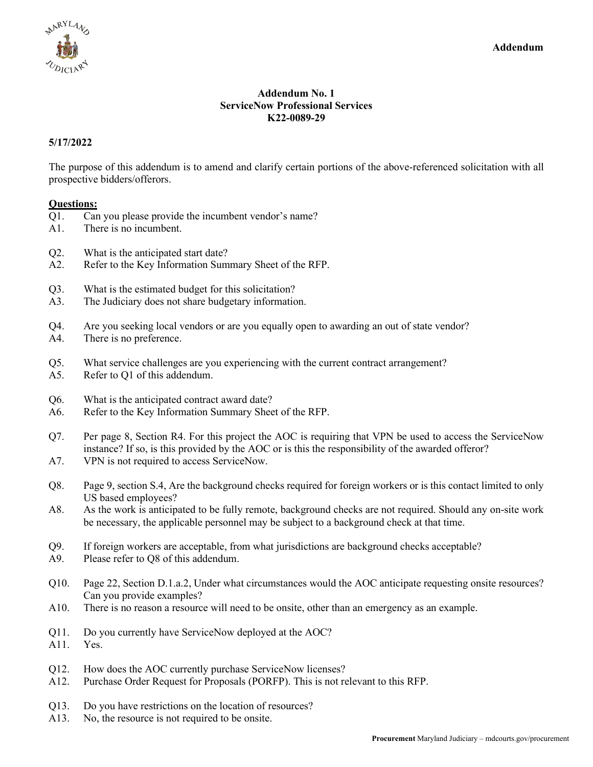**Addendum**

**Addendum No. 1**
**ServiceNow Professional Services**
**K22-0089-29**

**5/17/2022**

The purpose of this addendum is to amend and clarify certain portions of the above-referenced solicitation with all prospective bidders/offerors.

**Questions:**

Q1. Can you please provide the incumbent vendor's name?
A1. There is no incumbent.

Q2. What is the anticipated start date?
A2. Refer to the Key Information Summary Sheet of the RFP.

Q3. What is the estimated budget for this solicitation?
A3. The Judiciary does not share budgetary information.

Q4. Are you seeking local vendors or are you equally open to awarding an out of state vendor?
A4. There is no preference.

Q5. What service challenges are you experiencing with the current contract arrangement?
A5. Refer to Q1 of this addendum.

Q6. What is the anticipated contract award date?
A6. Refer to the Key Information Summary Sheet of the RFP.

Q7. Per page 8, Section R4. For this project the AOC is requiring that VPN be used to access the ServiceNow instance? If so, is this provided by the AOC or is this the responsibility of the awarded offeror?
A7. VPN is not required to access ServiceNow.

Q8. Page 9, section S.4, Are the background checks required for foreign workers or is this contact limited to only US based employees?
A8. As the work is anticipated to be fully remote, background checks are not required. Should any on-site work be necessary, the applicable personnel may be subject to a background check at that time.

Q9. If foreign workers are acceptable, from what jurisdictions are background checks acceptable?
A9. Please refer to Q8 of this addendum.

Q10. Page 22, Section D.1.a.2, Under what circumstances would the AOC anticipate requesting onsite resources? Can you provide examples?
A10. There is no reason a resource will need to be onsite, other than an emergency as an example.

Q11. Do you currently have ServiceNow deployed at the AOC?
A11. Yes.

Q12. How does the AOC currently purchase ServiceNow licenses?
A12. Purchase Order Request for Proposals (PORFP). This is not relevant to this RFP.

Q13. Do you have restrictions on the location of resources?
A13. No, the resource is not required to be onsite.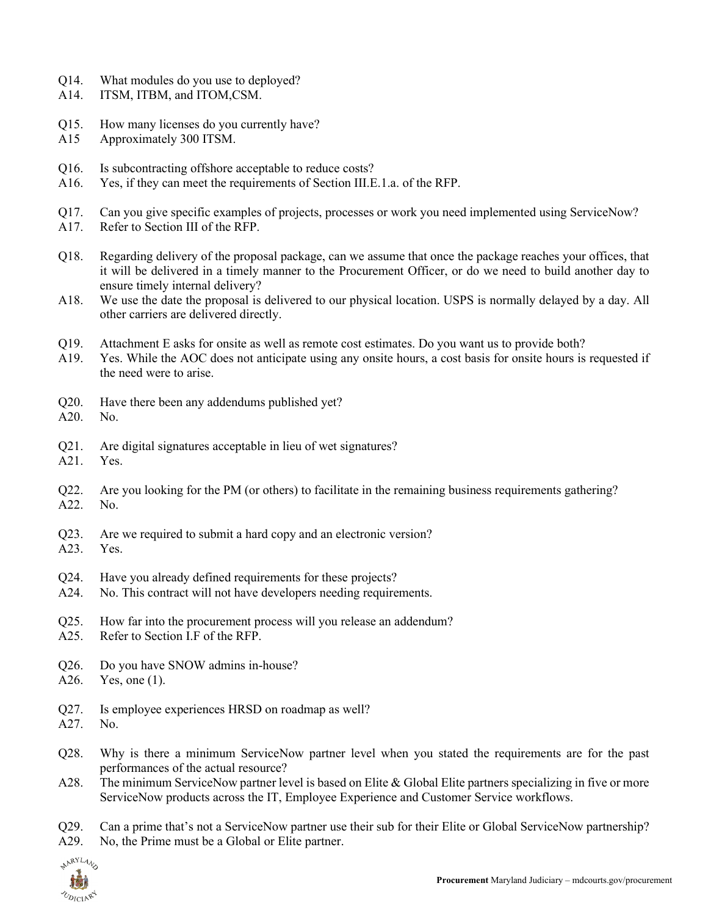Q14. What modules do you use to deployed?
A14. ITSM, ITBM, and ITOM,CSM.

Q15. How many licenses do you currently have?
A15 Approximately 300 ITSM.

Q16. Is subcontracting offshore acceptable to reduce costs?
A16. Yes, if they can meet the requirements of Section III.E.1.a. of the RFP.

Q17. Can you give specific examples of projects, processes or work you need implemented using ServiceNow?
A17. Refer to Section III of the RFP.

Q18. Regarding delivery of the proposal package, can we assume that once the package reaches your offices, that it will be delivered in a timely manner to the Procurement Officer, or do we need to build another day to ensure timely internal delivery?
A18. We use the date the proposal is delivered to our physical location. USPS is normally delayed by a day. All other carriers are delivered directly.

Q19. Attachment E asks for onsite as well as remote cost estimates. Do you want us to provide both?
A19. Yes. While the AOC does not anticipate using any onsite hours, a cost basis for onsite hours is requested if the need were to arise.

Q20. Have there been any addendums published yet?
A20. No.

Q21. Are digital signatures acceptable in lieu of wet signatures?
A21. Yes.

Q22. Are you looking for the PM (or others) to facilitate in the remaining business requirements gathering?
A22. No.

Q23. Are we required to submit a hard copy and an electronic version?
A23. Yes.

Q24. Have you already defined requirements for these projects?
A24. No. This contract will not have developers needing requirements.

Q25. How far into the procurement process will you release an addendum?
A25. Refer to Section I.F of the RFP.

Q26. Do you have SNOW admins in-house?
A26. Yes, one (1).

Q27. Is employee experiences HRSD on roadmap as well?
A27. No.

Q28. Why is there a minimum ServiceNow partner level when you stated the requirements are for the past performances of the actual resource?
A28. The minimum ServiceNow partner level is based on Elite & Global Elite partners specializing in five or more ServiceNow products across the IT, Employee Experience and Customer Service workflows.

Q29. Can a prime that's not a ServiceNow partner use their sub for their Elite or Global ServiceNow partnership?
A29. No, the Prime must be a Global or Elite partner.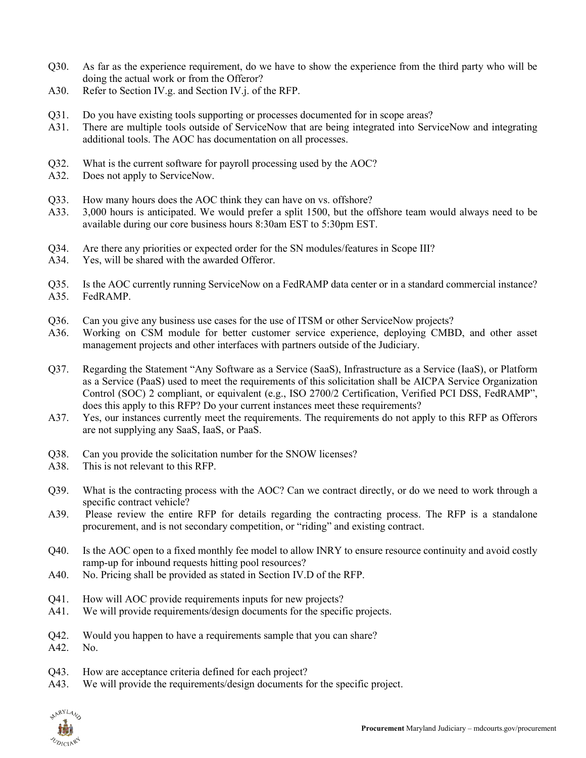Q30. As far as the experience requirement, do we have to show the experience from the third party who will be doing the actual work or from the Offeror?
A30. Refer to Section IV.g. and Section IV.j. of the RFP.

Q31. Do you have existing tools supporting or processes documented for in scope areas?
A31. There are multiple tools outside of ServiceNow that are being integrated into ServiceNow and integrating additional tools. The AOC has documentation on all processes.

Q32. What is the current software for payroll processing used by the AOC?
A32. Does not apply to ServiceNow.

Q33. How many hours does the AOC think they can have on vs. offshore?
A33. 3,000 hours is anticipated. We would prefer a split 1500, but the offshore team would always need to be available during our core business hours 8:30am EST to 5:30pm EST.

Q34. Are there any priorities or expected order for the SN modules/features in Scope III?
A34. Yes, will be shared with the awarded Offeror.

Q35. Is the AOC currently running ServiceNow on a FedRAMP data center or in a standard commercial instance?
A35. FedRAMP.

Q36. Can you give any business use cases for the use of ITSM or other ServiceNow projects?
A36. Working on CSM module for better customer service experience, deploying CMBD, and other asset management projects and other interfaces with partners outside of the Judiciary.

Q37. Regarding the Statement "Any Software as a Service (SaaS), Infrastructure as a Service (IaaS), or Platform as a Service (PaaS) used to meet the requirements of this solicitation shall be AICPA Service Organization Control (SOC) 2 compliant, or equivalent (e.g., ISO 2700/2 Certification, Verified PCI DSS, FedRAMP", does this apply to this RFP? Do your current instances meet these requirements?
A37. Yes, our instances currently meet the requirements. The requirements do not apply to this RFP as Offerors are not supplying any SaaS, IaaS, or PaaS.

Q38. Can you provide the solicitation number for the SNOW licenses?
A38. This is not relevant to this RFP.

Q39. What is the contracting process with the AOC? Can we contract directly, or do we need to work through a specific contract vehicle?
A39. Please review the entire RFP for details regarding the contracting process. The RFP is a standalone procurement, and is not secondary competition, or "riding" and existing contract.

Q40. Is the AOC open to a fixed monthly fee model to allow INRY to ensure resource continuity and avoid costly ramp-up for inbound requests hitting pool resources?
A40. No. Pricing shall be provided as stated in Section IV.D of the RFP.

Q41. How will AOC provide requirements inputs for new projects?
A41. We will provide requirements/design documents for the specific projects.

Q42. Would you happen to have a requirements sample that you can share?
A42. No.

Q43. How are acceptance criteria defined for each project?
A43. We will provide the requirements/design documents for the specific project.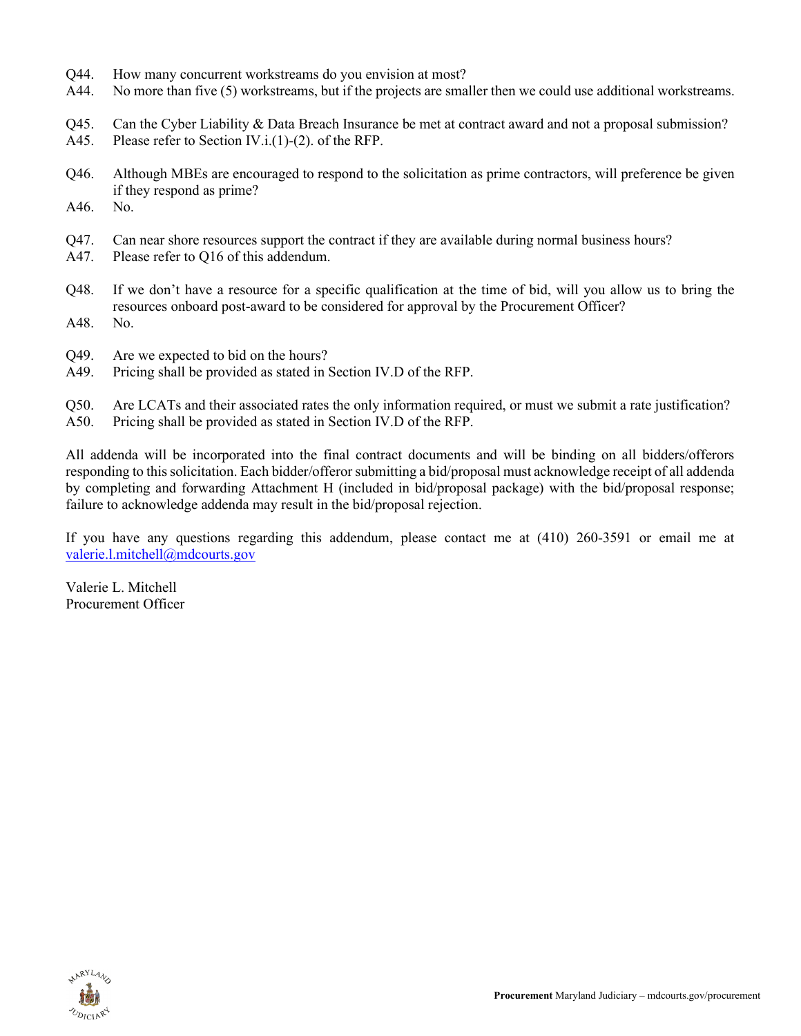Q44. How many concurrent workstreams do you envision at most?
A44. No more than five (5) workstreams, but if the projects are smaller then we could use additional workstreams.

Q45. Can the Cyber Liability & Data Breach Insurance be met at contract award and not a proposal submission?
A45. Please refer to Section IV.i.(1)-(2). of the RFP.

Q46. Although MBEs are encouraged to respond to the solicitation as prime contractors, will preference be given if they respond as prime?
A46. No.

Q47. Can near shore resources support the contract if they are available during normal business hours?
A47. Please refer to Q16 of this addendum.

Q48. If we don't have a resource for a specific qualification at the time of bid, will you allow us to bring the resources onboard post-award to be considered for approval by the Procurement Officer?
A48. No.

Q49. Are we expected to bid on the hours?
A49. Pricing shall be provided as stated in Section IV.D of the RFP.

Q50. Are LCATs and their associated rates the only information required, or must we submit a rate justification?
A50. Pricing shall be provided as stated in Section IV.D of the RFP.

All addenda will be incorporated into the final contract documents and will be binding on all bidders/offerors responding to this solicitation. Each bidder/offeror submitting a bid/proposal must acknowledge receipt of all addenda by completing and forwarding Attachment H (included in bid/proposal package) with the bid/proposal response; failure to acknowledge addenda may result in the bid/proposal rejection.

If you have any questions regarding this addendum, please contact me at (410) 260-3591 or email me at valerie.l.mitchell@mdcourts.gov

Valerie L. Mitchell
Procurement Officer